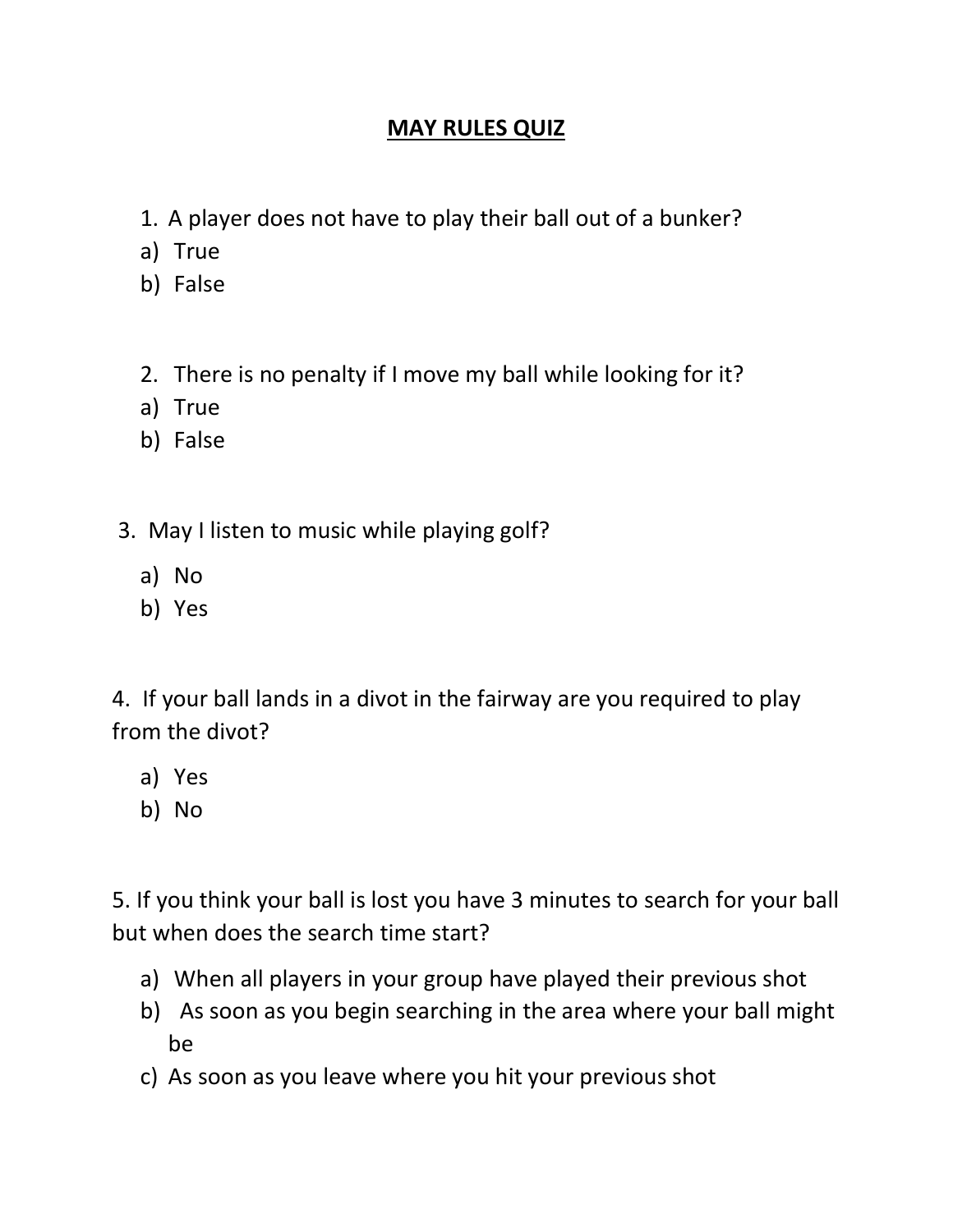# MAY RULES QUIZ

1. A player does not have to play their ball out of a bunker?
   a) True
   b) False

2. There is no penalty if I move my ball while looking for it?
   a) True
   b) False

3. May I listen to music while playing golf?
   a) No
   b) Yes

4. If your ball lands in a divot in the fairway are you required to play from the divot?
   a) Yes
   b) No

5. If you think your ball is lost you have 3 minutes to search for your ball but when does the search time start?
   a) When all players in your group have played their previous shot
   b) As soon as you begin searching in the area where your ball might be
   c) As soon as you leave where you hit your previous shot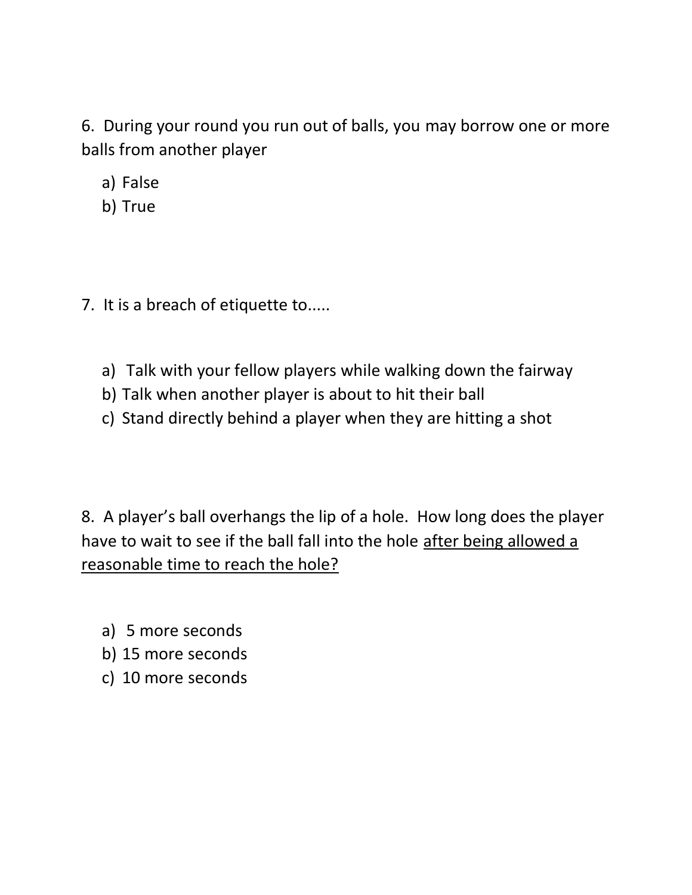6. During your round you run out of balls, you may borrow one or more balls from another player

   a) False
   b) True

7. It is a breach of etiquette to.....

   a) Talk with your fellow players while walking down the fairway
   b) Talk when another player is about to hit their ball
   c) Stand directly behind a player when they are hitting a shot

8. A player's ball overhangs the lip of a hole. How long does the player have to wait to see if the ball fall into the hole <u>after being allowed a reasonable time to reach the hole?</u>

   a) 5 more seconds
   b) 15 more seconds
   c) 10 more seconds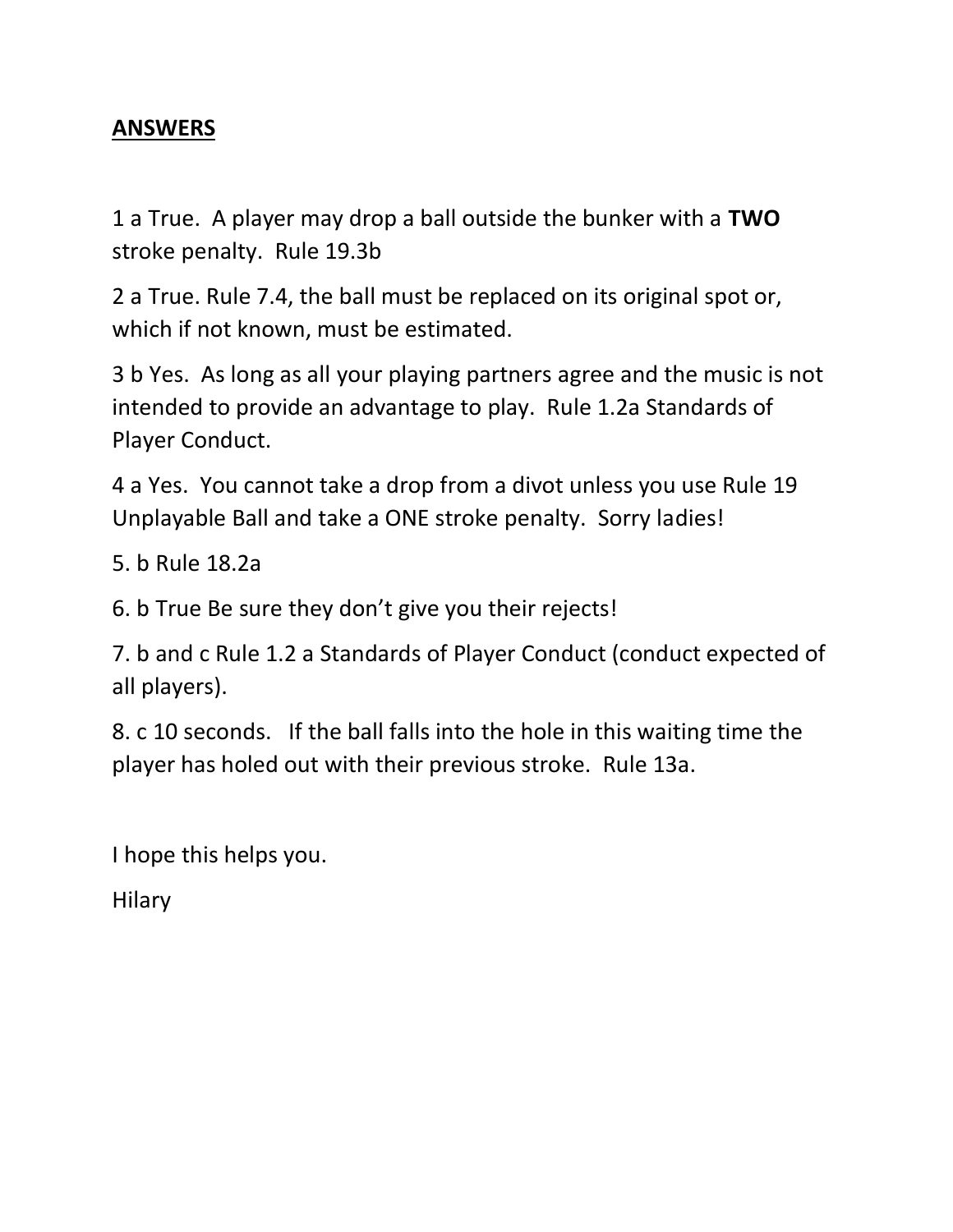**ANSWERS**

1 a True. A player may drop a ball outside the bunker with a **TWO** stroke penalty. Rule 19.3b

2 a True. Rule 7.4, the ball must be replaced on its original spot or, which if not known, must be estimated.

3 b Yes. As long as all your playing partners agree and the music is not intended to provide an advantage to play. Rule 1.2a Standards of Player Conduct.

4 a Yes. You cannot take a drop from a divot unless you use Rule 19 Unplayable Ball and take a ONE stroke penalty. Sorry ladies!

5. b Rule 18.2a

6. b True Be sure they don't give you their rejects!

7. b and c Rule 1.2 a Standards of Player Conduct (conduct expected of all players).

8. c 10 seconds. If the ball falls into the hole in this waiting time the player has holed out with their previous stroke. Rule 13a.

I hope this helps you.

Hilary